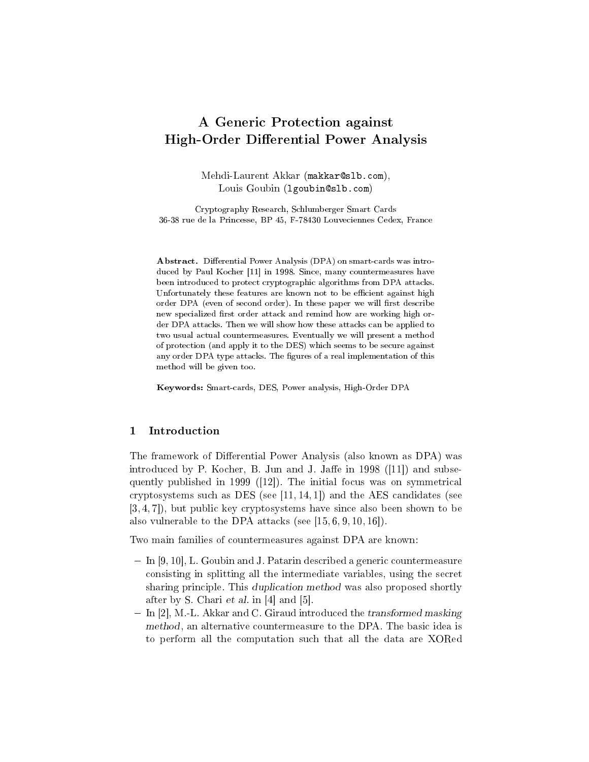# A Generic Protection against High-Order Differential Power Analysis

Mehdi-Laurent Akkar (makkar@slb.com),
Louis Goubin (lgoubin@slb.com)

Cryptography Research, Schlumberger Smart Cards
36-38 rue de la Princesse, BP 45, F-78430 Louveciennes Cedex, France

**Abstract.** Differential Power Analysis (DPA) on smart-cards was introduced by Paul Kocher [11] in 1998. Since, many countermeasures have been introduced to protect cryptographic algorithms from DPA attacks. Unfortunately these features are known not to be efficient against high order DPA (even of second order). In these paper we will first describe new specialized first order attack and remind how are working high order DPA attacks. Then we will show how these attacks can be applied to two usual actual countermeasures. Eventually we will present a method of protection (and apply it to the DES) which seems to be secure against any order DPA type attacks. The figures of a real implementation of this method will be given too.

**Keywords:** Smart-cards, DES, Power analysis, High-Order DPA

## 1 Introduction

The framework of Differential Power Analysis (also known as DPA) was introduced by P. Kocher, B. Jun and J. Jaffe in 1998 ([11]) and subsequently published in 1999 ([12]). The initial focus was on symmetrical cryptosystems such as DES (see [11, 14, 1]) and the AES candidates (see [3, 4, 7]), but public key cryptosystems have since also been shown to be also vulnerable to the DPA attacks (see [15, 6, 9, 10, 16]).

Two main families of countermeasures against DPA are known:

- In [9, 10], L. Goubin and J. Patarin described a generic countermeasure consisting in splitting all the intermediate variables, using the secret sharing principle. This *duplication method* was also proposed shortly after by S. Chari *et al.* in [4] and [5].
- In [2], M.-L. Akkar and C. Giraud introduced the *transformed masking method*, an alternative countermeasure to the DPA. The basic idea is to perform all the computation such that all the data are XORed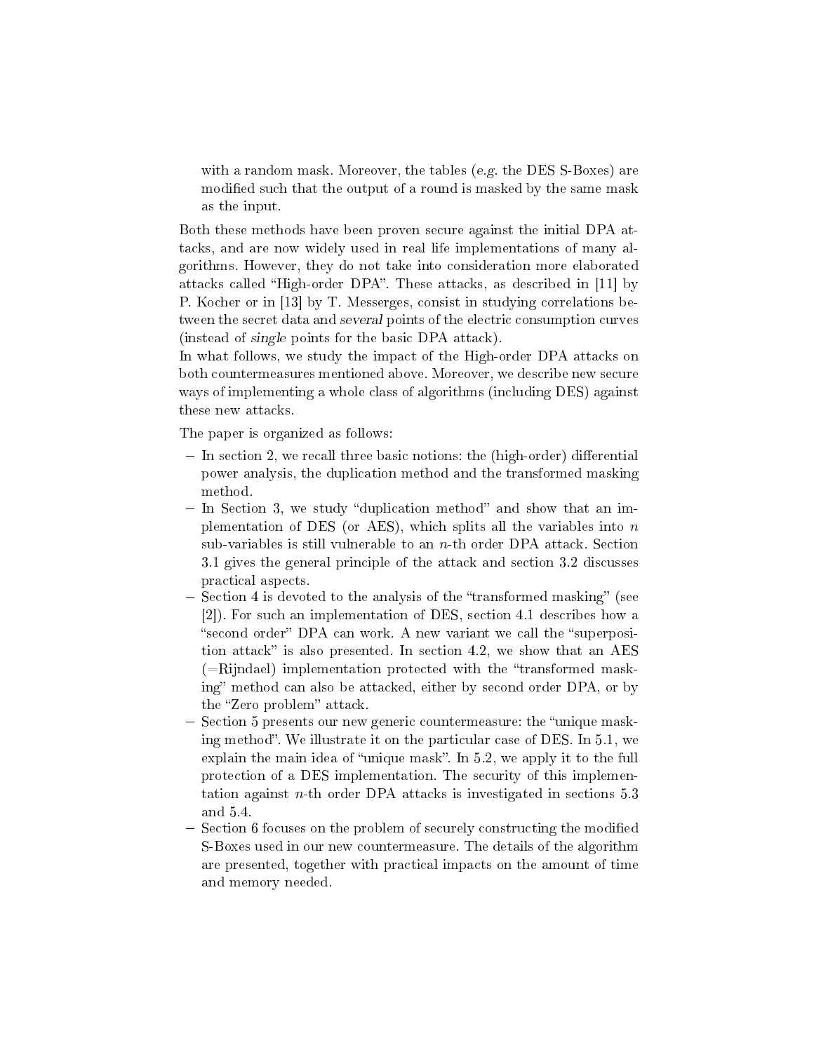with a random mask. Moreover, the tables (*e.g.* the DES S-Boxes) are modified such that the output of a round is masked by the same mask as the input.

Both these methods have been proven secure against the initial DPA attacks, and are now widely used in real life implementations of many algorithms. However, they do not take into consideration more elaborated attacks called "High-order DPA". These attacks, as described in [11] by P. Kocher or in [13] by T. Messerges, consist in studying correlations between the secret data and *several* points of the electric consumption curves (instead of *single* points for the basic DPA attack).

In what follows, we study the impact of the High-order DPA attacks on both countermeasures mentioned above. Moreover, we describe new secure ways of implementing a whole class of algorithms (including DES) against these new attacks.

The paper is organized as follows:

- In section 2, we recall three basic notions: the (high-order) differential power analysis, the duplication method and the transformed masking method.
- In Section 3, we study "duplication method" and show that an implementation of DES (or AES), which splits all the variables into $n$ sub-variables is still vulnerable to an $n$-th order DPA attack. Section 3.1 gives the general principle of the attack and section 3.2 discusses practical aspects.
- Section 4 is devoted to the analysis of the "transformed masking" (see [2]). For such an implementation of DES, section 4.1 describes how a "second order" DPA can work. A new variant we call the "superposition attack" is also presented. In section 4.2, we show that an AES (=Rijndael) implementation protected with the "transformed masking" method can also be attacked, either by second order DPA, or by the "Zero problem" attack.
- Section 5 presents our new generic countermeasure: the "unique masking method". We illustrate it on the particular case of DES. In 5.1, we explain the main idea of "unique mask". In 5.2, we apply it to the full protection of a DES implementation. The security of this implementation against $n$-th order DPA attacks is investigated in sections 5.3 and 5.4.
- Section 6 focuses on the problem of securely constructing the modified S-Boxes used in our new countermeasure. The details of the algorithm are presented, together with practical impacts on the amount of time and memory needed.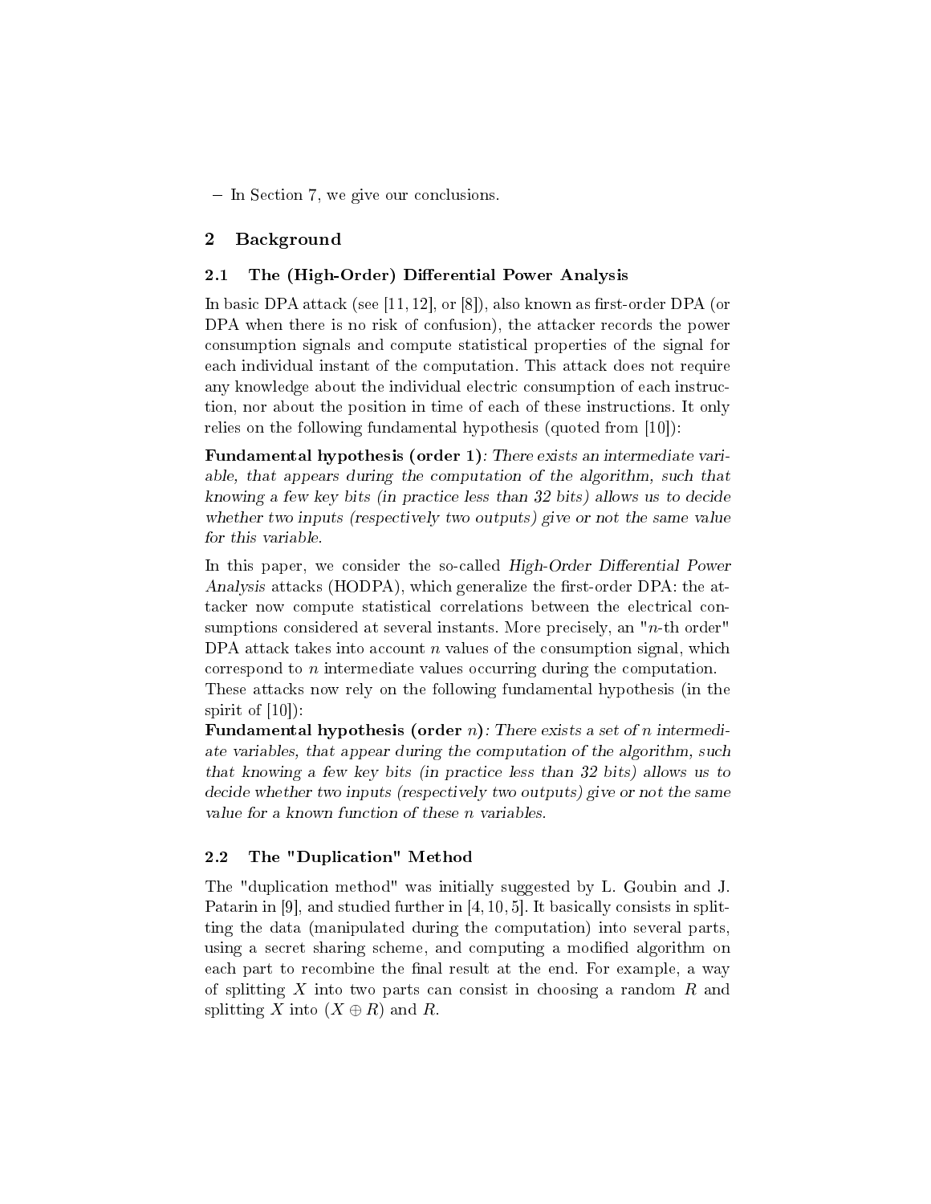– In Section 7, we give our conclusions.

## 2 Background

### 2.1 The (High-Order) Differential Power Analysis

In basic DPA attack (see [11, 12], or [8]), also known as first-order DPA (or DPA when there is no risk of confusion), the attacker records the power consumption signals and compute statistical properties of the signal for each individual instant of the computation. This attack does not require any knowledge about the individual electric consumption of each instruction, nor about the position in time of each of these instructions. It only relies on the following fundamental hypothesis (quoted from [10]):

**Fundamental hypothesis (order 1)**: *There exists an intermediate variable, that appears during the computation of the algorithm, such that knowing a few key bits (in practice less than 32 bits) allows us to decide whether two inputs (respectively two outputs) give or not the same value for this variable.*

In this paper, we consider the so-called *High-Order Differential Power Analysis* attacks (HODPA), which generalize the first-order DPA: the attacker now compute statistical correlations between the electrical consumptions considered at several instants. More precisely, an "$n$-th order" DPA attack takes into account $n$ values of the consumption signal, which correspond to $n$ intermediate values occurring during the computation.
These attacks now rely on the following fundamental hypothesis (in the spirit of [10]):

**Fundamental hypothesis (order $n$)**: *There exists a set of $n$ intermediate variables, that appear during the computation of the algorithm, such that knowing a few key bits (in practice less than 32 bits) allows us to decide whether two inputs (respectively two outputs) give or not the same value for a known function of these $n$ variables.*

### 2.2 The "Duplication" Method

The "duplication method" was initially suggested by L. Goubin and J. Patarin in [9], and studied further in [4, 10, 5]. It basically consists in splitting the data (manipulated during the computation) into several parts, using a secret sharing scheme, and computing a modified algorithm on each part to recombine the final result at the end. For example, a way of splitting $X$ into two parts can consist in choosing a random $R$ and splitting $X$ into $(X \oplus R)$ and $R$.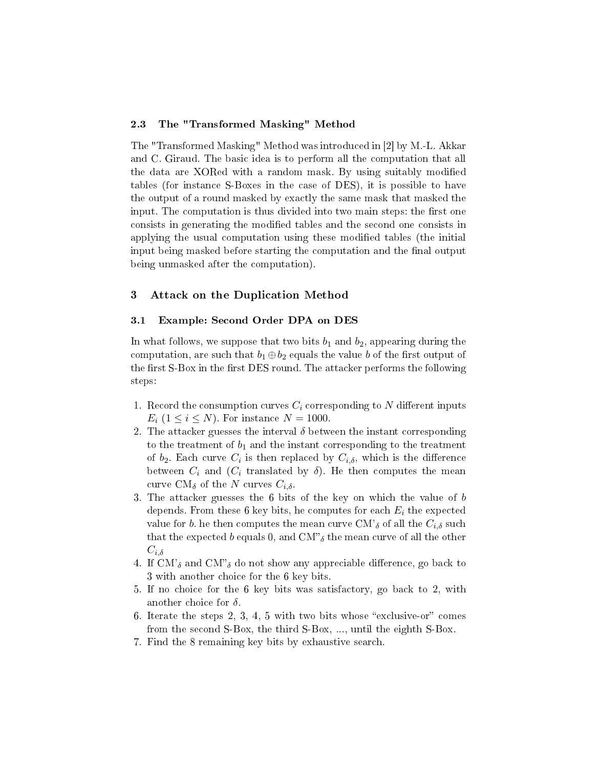### 2.3 The "Transformed Masking" Method

The "Transformed Masking" Method was introduced in [2] by M.-L. Akkar and C. Giraud. The basic idea is to perform all the computation that all the data are XORed with a random mask. By using suitably modified tables (for instance S-Boxes in the case of DES), it is possible to have the output of a round masked by exactly the same mask that masked the input. The computation is thus divided into two main steps: the first one consists in generating the modified tables and the second one consists in applying the usual computation using these modified tables (the initial input being masked before starting the computation and the final output being unmasked after the computation).

## 3 Attack on the Duplication Method

### 3.1 Example: Second Order DPA on DES

In what follows, we suppose that two bits $b_1$ and $b_2$, appearing during the computation, are such that $b_1 \oplus b_2$ equals the value $b$ of the first output of the first S-Box in the first DES round. The attacker performs the following steps:

1. Record the consumption curves $C_i$ corresponding to $N$ different inputs $E_i$ ($1 \leq i \leq N$). For instance $N = 1000$.
2. The attacker guesses the interval $\delta$ between the instant corresponding to the treatment of $b_1$ and the instant corresponding to the treatment of $b_2$. Each curve $C_i$ is then replaced by $C_{i,\delta}$, which is the difference between $C_i$ and ($C_i$ translated by $\delta$). He then computes the mean curve $\text{CM}_\delta$ of the $N$ curves $C_{i,\delta}$.
3. The attacker guesses the 6 bits of the key on which the value of $b$ depends. From these 6 key bits, he computes for each $E_i$ the expected value for $b$. he then computes the mean curve $\text{CM'}_\delta$ of all the $C_{i,\delta}$ such that the expected $b$ equals 0, and $\text{CM"}_\delta$ the mean curve of all the other $C_{i,\delta}$
4. If $\text{CM'}_\delta$ and $\text{CM"}_\delta$ do not show any appreciable difference, go back to 3 with another choice for the 6 key bits.
5. If no choice for the 6 key bits was satisfactory, go back to 2, with another choice for $\delta$.
6. Iterate the steps 2, 3, 4, 5 with two bits whose "exclusive-or" comes from the second S-Box, the third S-Box, ..., until the eighth S-Box.
7. Find the 8 remaining key bits by exhaustive search.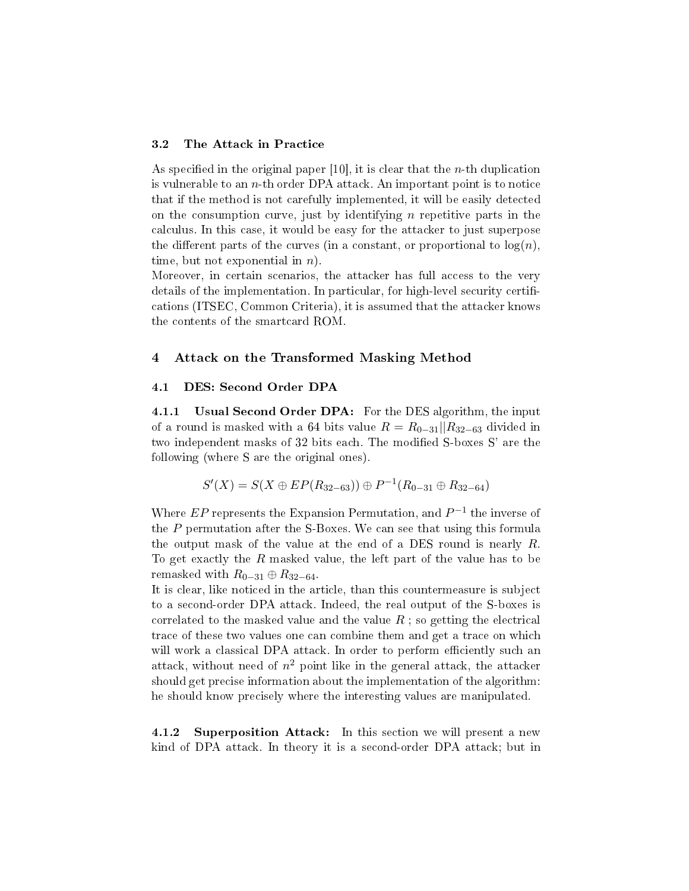### 3.2 The Attack in Practice

As specified in the original paper [10], it is clear that the $n$-th duplication is vulnerable to an $n$-th order DPA attack. An important point is to notice that if the method is not carefully implemented, it will be easily detected on the consumption curve, just by identifying $n$ repetitive parts in the calculus. In this case, it would be easy for the attacker to just superpose the different parts of the curves (in a constant, or proportional to $\log(n)$, time, but not exponential in $n$).
Moreover, in certain scenarios, the attacker has full access to the very details of the implementation. In particular, for high-level security certifications (ITSEC, Common Criteria), it is assumed that the attacker knows the contents of the smartcard ROM.

## 4 Attack on the Transformed Masking Method

### 4.1 DES: Second Order DPA

**4.1.1 Usual Second Order DPA:** For the DES algorithm, the input of a round is masked with a 64 bits value $R = R_{0-31}||R_{32-63}$ divided in two independent masks of 32 bits each. The modified S-boxes S' are the following (where S are the original ones).

$$S'(X) = S(X \oplus EP(R_{32-63})) \oplus P^{-1}(R_{0-31} \oplus R_{32-64})$$

Where $EP$ represents the Expansion Permutation, and $P^{-1}$ the inverse of the $P$ permutation after the S-Boxes. We can see that using this formula the output mask of the value at the end of a DES round is nearly $R$. To get exactly the $R$ masked value, the left part of the value has to be remasked with $R_{0-31} \oplus R_{32-64}$.
It is clear, like noticed in the article, than this countermeasure is subject to a second-order DPA attack. Indeed, the real output of the S-boxes is correlated to the masked value and the value $R$ ; so getting the electrical trace of these two values one can combine them and get a trace on which will work a classical DPA attack. In order to perform efficiently such an attack, without need of $n^2$ point like in the general attack, the attacker should get precise information about the implementation of the algorithm: he should know precisely where the interesting values are manipulated.

**4.1.2 Superposition Attack:** In this section we will present a new kind of DPA attack. In theory it is a second-order DPA attack; but in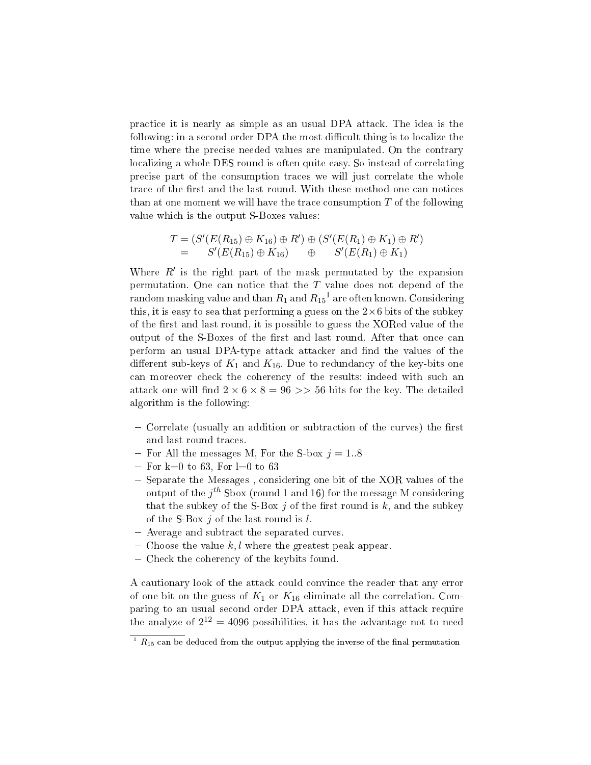practice it is nearly as simple as an usual DPA attack. The idea is the following: in a second order DPA the most difficult thing is to localize the time where the precise needed values are manipulated. On the contrary localizing a whole DES round is often quite easy. So instead of correlating precise part of the consumption traces we will just correlate the whole trace of the first and the last round. With these method one can notices than at one moment we will have the trace consumption $T$ of the following value which is the output S-Boxes values:

$$
\begin{aligned}
T &= (S'(E(R_{15}) \oplus K_{16}) \oplus R') \oplus (S'(E(R_1) \oplus K_1) \oplus R') \\
&= \quad S'(E(R_{15}) \oplus K_{16}) \quad \oplus \quad S'(E(R_1) \oplus K_1)
\end{aligned}
$$

Where $R'$ is the right part of the mask permutated by the expansion permutation. One can notice that the $T$ value does not depend of the random masking value and than $R_1$ and $R_{15}$[1] are often known. Considering this, it is easy to sea that performing a guess on the $2 \times 6$ bits of the subkey of the first and last round, it is possible to guess the XORed value of the output of the S-Boxes of the first and last round. After that once can perform an usual DPA-type attack attacker and find the values of the different sub-keys of $K_1$ and $K_{16}$. Due to redundancy of the key-bits one can moreover check the coherency of the results: indeed with such an attack one will find $2 \times 6 \times 8 = 96 >> 56$ bits for the key. The detailed algorithm is the following:

- Correlate (usually an addition or subtraction of the curves) the first and last round traces.
- For All the messages M, For the S-box $j = 1..8$
- For k=0 to 63, For l=0 to 63
- Separate the Messages , considering one bit of the XOR values of the output of the $j^{th}$ Sbox (round 1 and 16) for the message M considering that the subkey of the S-Box $j$ of the first round is $k$, and the subkey of the S-Box $j$ of the last round is $l$.
- Average and subtract the separated curves.
- Choose the value $k, l$ where the greatest peak appear.
- Check the coherency of the keybits found.

A cautionary look of the attack could convince the reader that any error of one bit on the guess of $K_1$ or $K_{16}$ eliminate all the correlation. Comparing to an usual second order DPA attack, even if this attack require the analyze of $2^{12} = 4096$ possibilities, it has the advantage not to need

[1] $R_{15}$ can be deduced from the output applying the inverse of the final permutation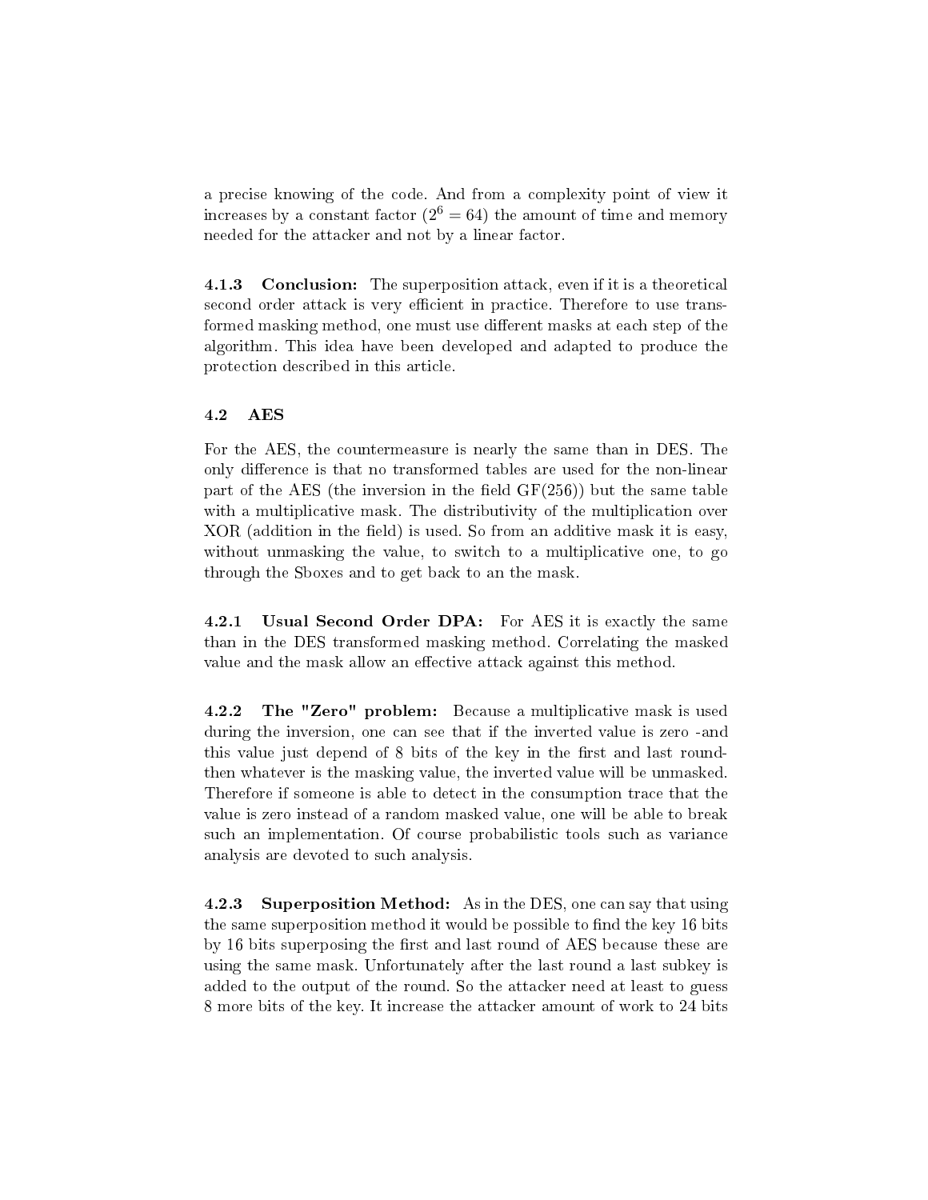a precise knowing of the code. And from a complexity point of view it increases by a constant factor ($2^6 = 64$) the amount of time and memory needed for the attacker and not by a linear factor.

#### 4.1.3 Conclusion:

The superposition attack, even if it is a theoretical second order attack is very efficient in practice. Therefore to use transformed masking method, one must use different masks at each step of the algorithm. This idea have been developed and adapted to produce the protection described in this article.

### 4.2 AES

For the AES, the countermeasure is nearly the same than in DES. The only difference is that no transformed tables are used for the non-linear part of the AES (the inversion in the field GF(256)) but the same table with a multiplicative mask. The distributivity of the multiplication over XOR (addition in the field) is used. So from an additive mask it is easy, without unmasking the value, to switch to a multiplicative one, to go through the Sboxes and to get back to an the mask.

#### 4.2.1 Usual Second Order DPA:

For AES it is exactly the same than in the DES transformed masking method. Correlating the masked value and the mask allow an effective attack against this method.

#### 4.2.2 The "Zero" problem:

Because a multiplicative mask is used during the inversion, one can see that if the inverted value is zero -and this value just depend of 8 bits of the key in the first and last round- then whatever is the masking value, the inverted value will be unmasked. Therefore if someone is able to detect in the consumption trace that the value is zero instead of a random masked value, one will be able to break such an implementation. Of course probabilistic tools such as variance analysis are devoted to such analysis.

#### 4.2.3 Superposition Method:

As in the DES, one can say that using the same superposition method it would be possible to find the key 16 bits by 16 bits superposing the first and last round of AES because these are using the same mask. Unfortunately after the last round a last subkey is added to the output of the round. So the attacker need at least to guess 8 more bits of the key. It increase the attacker amount of work to 24 bits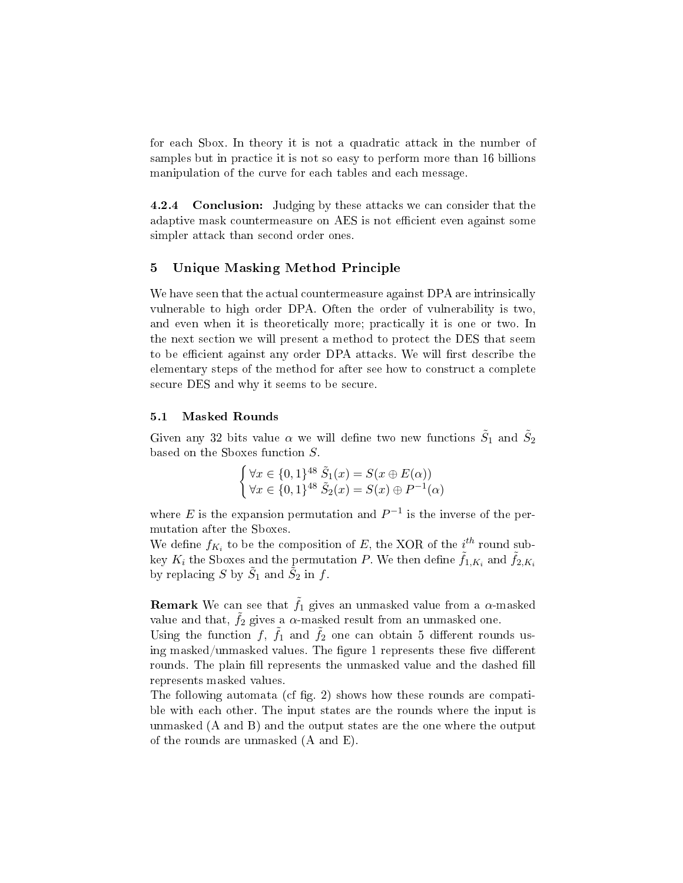for each Sbox. In theory it is not a quadratic attack in the number of samples but in practice it is not so easy to perform more than 16 billions manipulation of the curve for each tables and each message.

#### 4.2.4 Conclusion:

Judging by these attacks we can consider that the adaptive mask countermeasure on AES is not efficient even against some simpler attack than second order ones.

## 5 Unique Masking Method Principle

We have seen that the actual countermeasure against DPA are intrinsically vulnerable to high order DPA. Often the order of vulnerability is two, and even when it is theoretically more; practically it is one or two. In the next section we will present a method to protect the DES that seem to be efficient against any order DPA attacks. We will first describe the elementary steps of the method for after see how to construct a complete secure DES and why it seems to be secure.

### 5.1 Masked Rounds

Given any 32 bits value $\alpha$ we will define two new functions $\tilde{S}_1$ and $\tilde{S}_2$ based on the Sboxes function $S$.

$$\begin{cases} \forall x \in \{0,1\}^{48}\ \tilde{S}_1(x) = S(x \oplus E(\alpha)) \\ \forall x \in \{0,1\}^{48}\ \tilde{S}_2(x) = S(x) \oplus P^{-1}(\alpha) \end{cases}$$

where $E$ is the expansion permutation and $P^{-1}$ is the inverse of the permutation after the Sboxes.

We define $f_{K_i}$ to be the composition of $E$, the XOR of the $i^{th}$ round subkey $K_i$ the Sboxes and the permutation $P$. We then define $\tilde{f}_{1,K_i}$ and $\tilde{f}_{2,K_i}$ by replacing $S$ by $\tilde{S}_1$ and $\tilde{S}_2$ in $f$.

**Remark** We can see that $\tilde{f}_1$ gives an unmasked value from a $\alpha$-masked value and that, $\tilde{f}_2$ gives a $\alpha$-masked result from an unmasked one.

Using the function $f$, $\tilde{f}_1$ and $\tilde{f}_2$ one can obtain 5 different rounds using masked/unmasked values. The figure 1 represents these five different rounds. The plain fill represents the unmasked value and the dashed fill represents masked values.

The following automata (cf fig. 2) shows how these rounds are compatible with each other. The input states are the rounds where the input is unmasked (A and B) and the output states are the one where the output of the rounds are unmasked (A and E).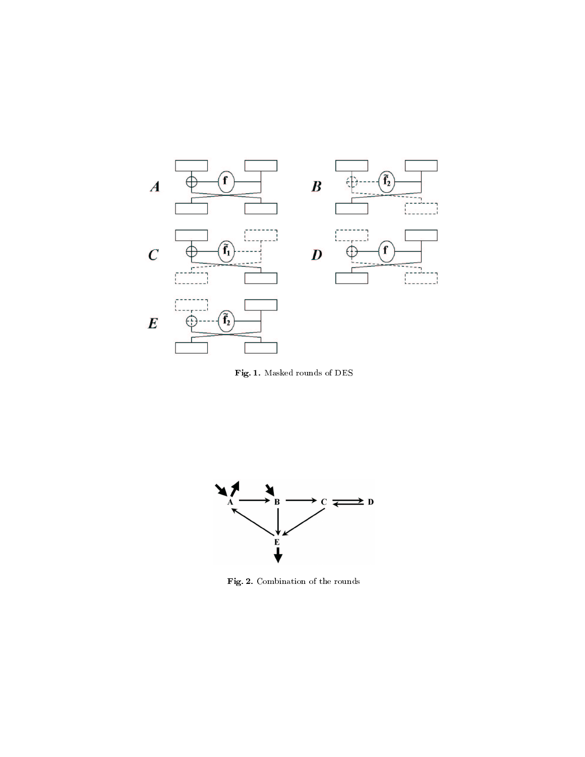**Fig. 1.** Masked rounds of DES

**Fig. 2.** Combination of the rounds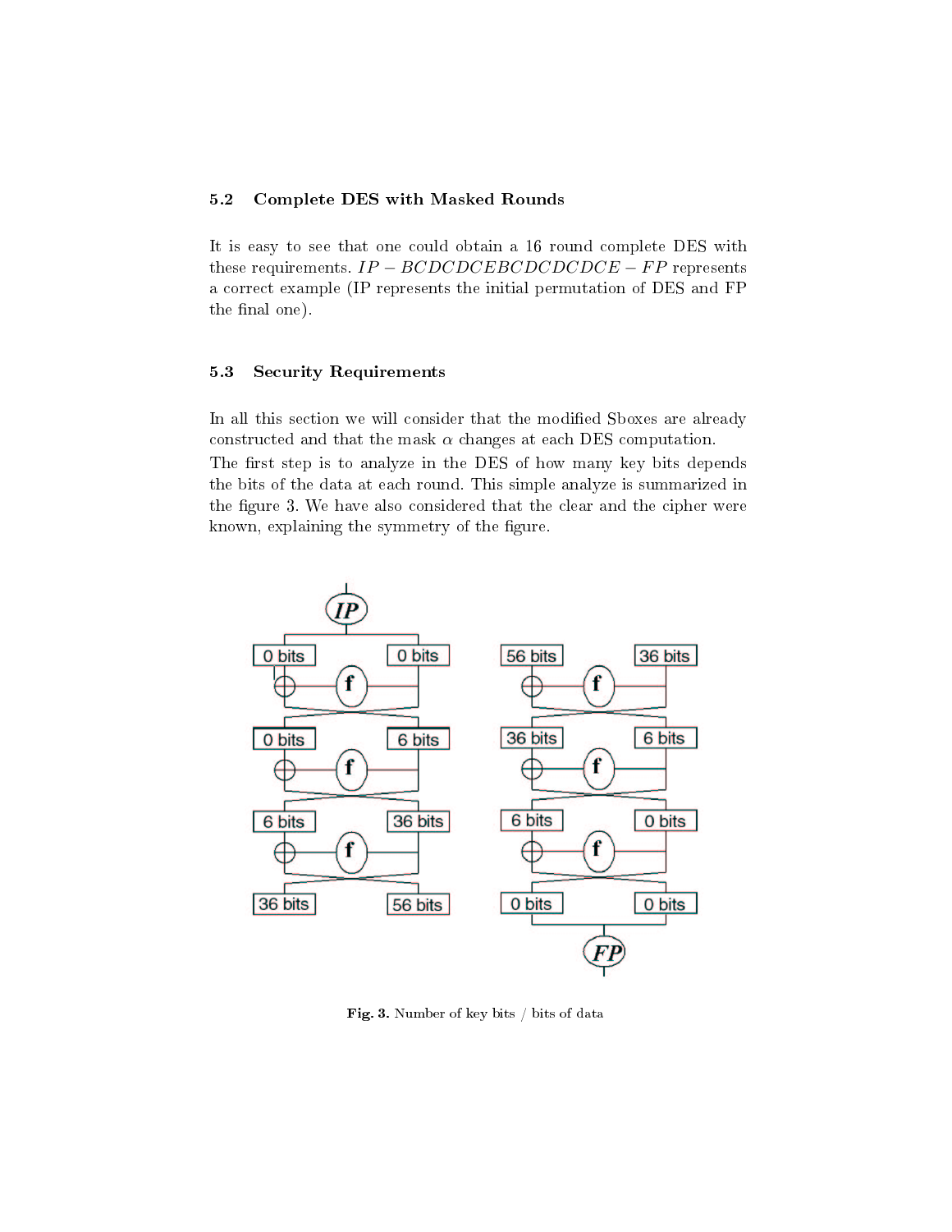### 5.2 Complete DES with Masked Rounds

It is easy to see that one could obtain a 16 round complete DES with these requirements. $IP - BCDCDCEBCDCDCDCE - FP$ represents a correct example (IP represents the initial permutation of DES and FP the final one).

### 5.3 Security Requirements

In all this section we will consider that the modified Sboxes are already constructed and that the mask $\alpha$ changes at each DES computation.

The first step is to analyze in the DES of how many key bits depends the bits of the data at each round. This simple analyze is summarized in the figure 3. We have also considered that the clear and the cipher were known, explaining the symmetry of the figure.

**Fig. 3.** Number of key bits / bits of data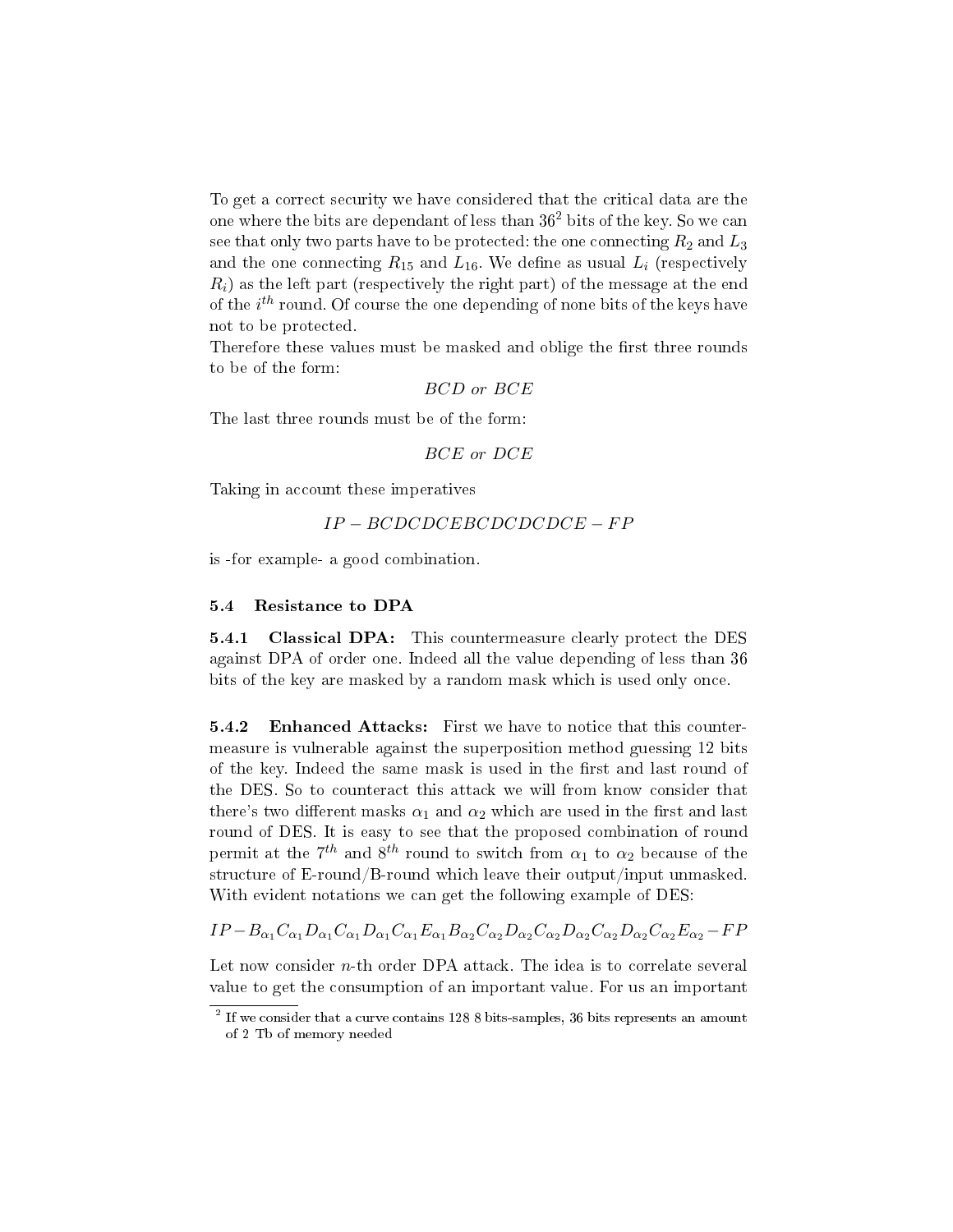To get a correct security we have considered that the critical data are the one where the bits are dependant of less than 36[2] bits of the key. So we can see that only two parts have to be protected: the one connecting $R_2$ and $L_3$ and the one connecting $R_{15}$ and $L_{16}$. We define as usual $L_i$ (respectively $R_i$) as the left part (respectively the right part) of the message at the end of the $i^{th}$ round. Of course the one depending of none bits of the keys have not to be protected.
Therefore these values must be masked and oblige the first three rounds to be of the form:

$$BCD \text{ or } BCE$$

The last three rounds must be of the form:

$$BCE \text{ or } DCE$$

Taking in account these imperatives

$$IP - BCDCDCEBCDCDCDCE - FP$$

is -for example- a good combination.

### 5.4 Resistance to DPA

**5.4.1 Classical DPA:** This countermeasure clearly protect the DES against DPA of order one. Indeed all the value depending of less than 36 bits of the key are masked by a random mask which is used only once.

**5.4.2 Enhanced Attacks:** First we have to notice that this countermeasure is vulnerable against the superposition method guessing 12 bits of the key. Indeed the same mask is used in the first and last round of the DES. So to counteract this attack we will from know consider that there's two different masks $\alpha_1$ and $\alpha_2$ which are used in the first and last round of DES. It is easy to see that the proposed combination of round permit at the $7^{th}$ and $8^{th}$ round to switch from $\alpha_1$ to $\alpha_2$ because of the structure of E-round/B-round which leave their output/input unmasked. With evident notations we can get the following example of DES:

$$IP - B_{\alpha_1}C_{\alpha_1}D_{\alpha_1}C_{\alpha_1}D_{\alpha_1}C_{\alpha_1}E_{\alpha_1}B_{\alpha_2}C_{\alpha_2}D_{\alpha_2}C_{\alpha_2}D_{\alpha_2}C_{\alpha_2}D_{\alpha_2}C_{\alpha_2}E_{\alpha_2} - FP$$

Let now consider $n$-th order DPA attack. The idea is to correlate several value to get the consumption of an important value. For us an important

[2] If we consider that a curve contains 128 8 bits-samples, 36 bits represents an amount of 2 Tb of memory needed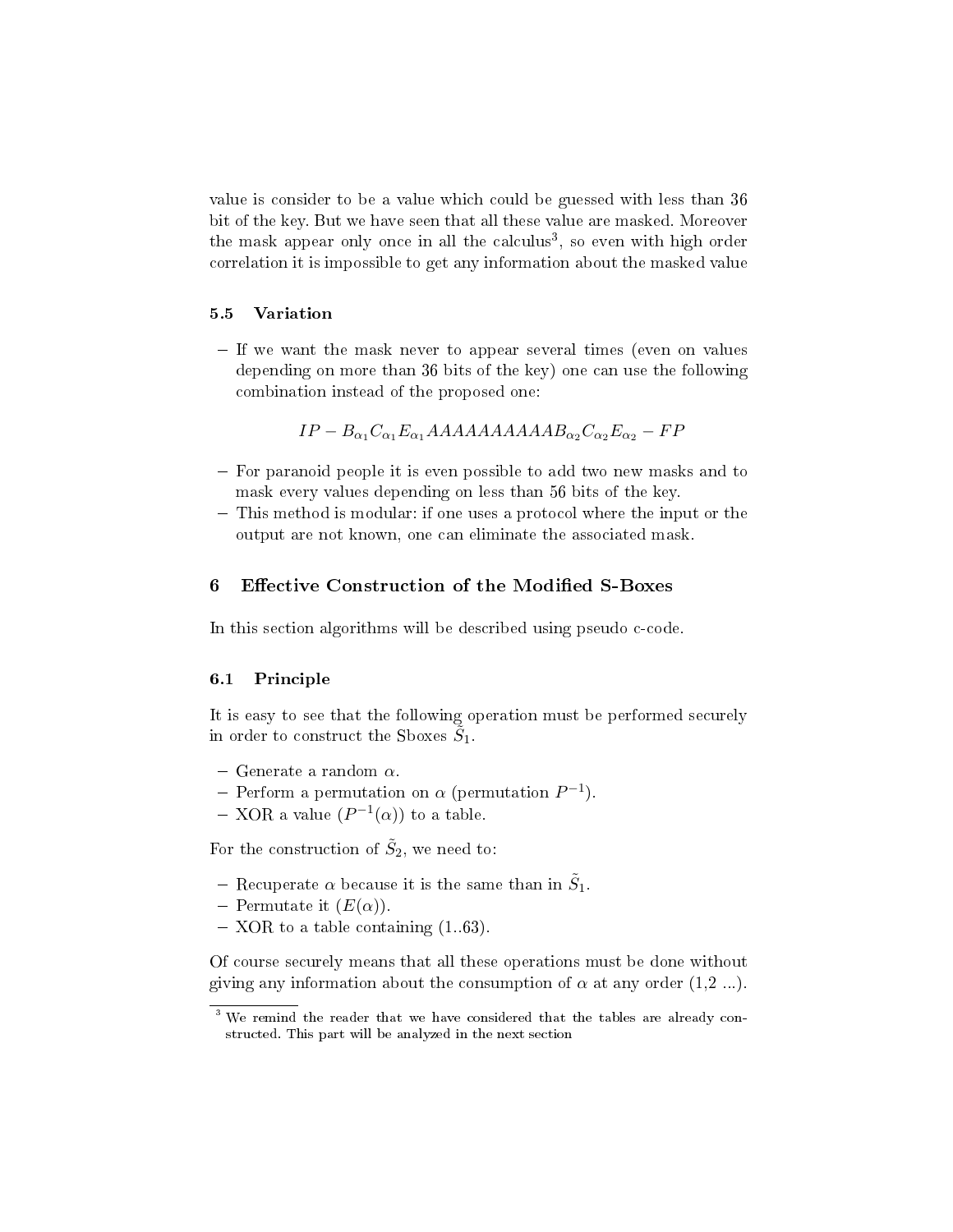value is consider to be a value which could be guessed with less than 36 bit of the key. But we have seen that all these value are masked. Moreover the mask appear only once in all the calculus[3], so even with high order correlation it is impossible to get any information about the masked value

### 5.5 Variation

- If we want the mask never to appear several times (even on values depending on more than 36 bits of the key) one can use the following combination instead of the proposed one:

$$IP - B_{\alpha_1} C_{\alpha_1} E_{\alpha_1} AAAAAAAAAAB_{\alpha_2} C_{\alpha_2} E_{\alpha_2} - FP$$

- For paranoid people it is even possible to add two new masks and to mask every values depending on less than 56 bits of the key.
- This method is modular: if one uses a protocol where the input or the output are not known, one can eliminate the associated mask.

## 6 Effective Construction of the Modified S-Boxes

In this section algorithms will be described using pseudo c-code.

### 6.1 Principle

It is easy to see that the following operation must be performed securely in order to construct the Sboxes $\tilde{S}_1$.

- Generate a random $\alpha$.
- Perform a permutation on $\alpha$ (permutation $P^{-1}$).
- XOR a value ($P^{-1}(\alpha)$) to a table.

For the construction of $\tilde{S}_2$, we need to:

- Recuperate $\alpha$ because it is the same than in $\tilde{S}_1$.
- Permutate it ($E(\alpha)$).
- XOR to a table containing (1..63).

Of course securely means that all these operations must be done without giving any information about the consumption of $\alpha$ at any order (1,2 ...).

[3] We remind the reader that we have considered that the tables are already constructed. This part will be analyzed in the next section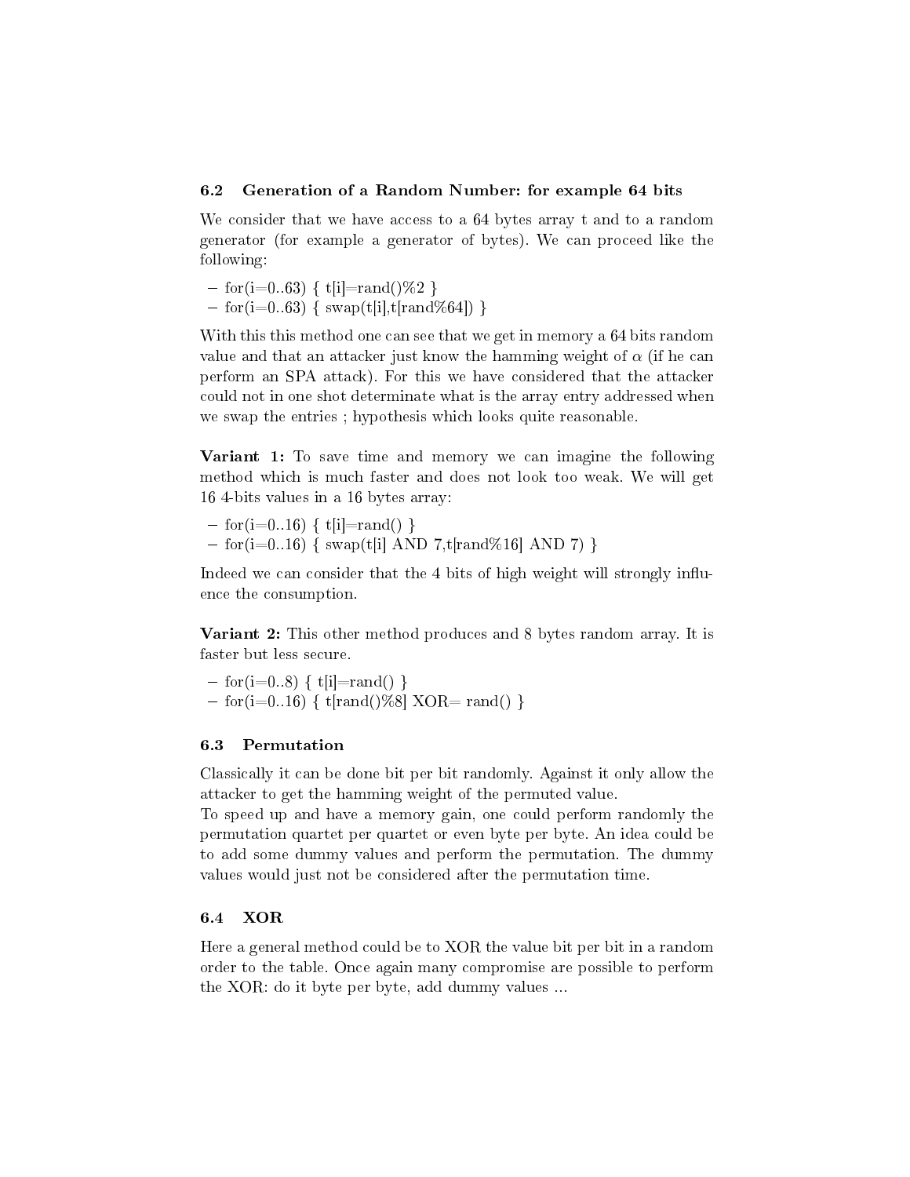### 6.2 Generation of a Random Number: for example 64 bits

We consider that we have access to a 64 bytes array t and to a random generator (for example a generator of bytes). We can proceed like the following:

– for(i=0..63) { t[i]=rand()%2 }
– for(i=0..63) { swap(t[i],t[rand%64]) }

With this this method one can see that we get in memory a 64 bits random value and that an attacker just know the hamming weight of $\alpha$ (if he can perform an SPA attack). For this we have considered that the attacker could not in one shot determinate what is the array entry addressed when we swap the entries ; hypothesis which looks quite reasonable.

**Variant 1:** To save time and memory we can imagine the following method which is much faster and does not look too weak. We will get 16 4-bits values in a 16 bytes array:

– for(i=0..16) { t[i]=rand() }
– for(i=0..16) { swap(t[i] AND 7,t[rand%16] AND 7) }

Indeed we can consider that the 4 bits of high weight will strongly influence the consumption.

**Variant 2:** This other method produces and 8 bytes random array. It is faster but less secure.

– for(i=0..8) { t[i]=rand() }
– for(i=0..16) { t[rand()%8] XOR= rand() }

### 6.3 Permutation

Classically it can be done bit per bit randomly. Against it only allow the attacker to get the hamming weight of the permuted value.
To speed up and have a memory gain, one could perform randomly the permutation quartet per quartet or even byte per byte. An idea could be to add some dummy values and perform the permutation. The dummy values would just not be considered after the permutation time.

### 6.4 XOR

Here a general method could be to XOR the value bit per bit in a random order to the table. Once again many compromise are possible to perform the XOR: do it byte per byte, add dummy values ...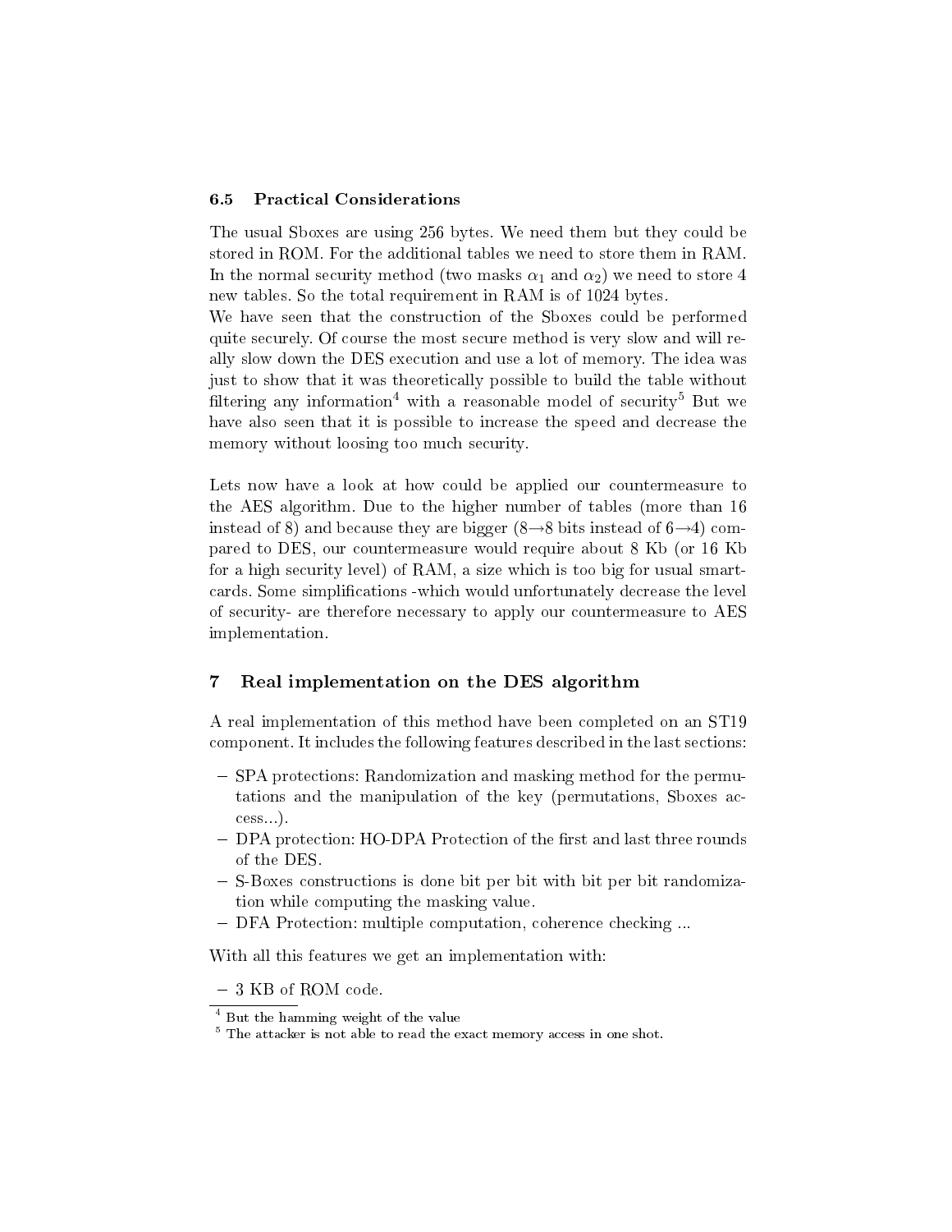### 6.5 Practical Considerations

The usual Sboxes are using 256 bytes. We need them but they could be stored in ROM. For the additional tables we need to store them in RAM. In the normal security method (two masks $\alpha_1$ and $\alpha_2$) we need to store 4 new tables. So the total requirement in RAM is of 1024 bytes.

We have seen that the construction of the Sboxes could be performed quite securely. Of course the most secure method is very slow and will really slow down the DES execution and use a lot of memory. The idea was just to show that it was theoretically possible to build the table without filtering any information[4] with a reasonable model of security[5] But we have also seen that it is possible to increase the speed and decrease the memory without loosing too much security.

Lets now have a look at how could be applied our countermeasure to the AES algorithm. Due to the higher number of tables (more than 16 instead of 8) and because they are bigger ($8 \rightarrow 8$ bits instead of $6 \rightarrow 4$) compared to DES, our countermeasure would require about 8 Kb (or 16 Kb for a high security level) of RAM, a size which is too big for usual smartcards. Some simplifications -which would unfortunately decrease the level of security- are therefore necessary to apply our countermeasure to AES implementation.

## 7 Real implementation on the DES algorithm

A real implementation of this method have been completed on an ST19 component. It includes the following features described in the last sections:

- SPA protections: Randomization and masking method for the permutations and the manipulation of the key (permutations, Sboxes access...).
- DPA protection: HO-DPA Protection of the first and last three rounds of the DES.
- S-Boxes constructions is done bit per bit with bit per bit randomization while computing the masking value.
- DFA Protection: multiple computation, coherence checking ...

With all this features we get an implementation with:

- 3 KB of ROM code.

[4] But the hamming weight of the value

[5] The attacker is not able to read the exact memory access in one shot.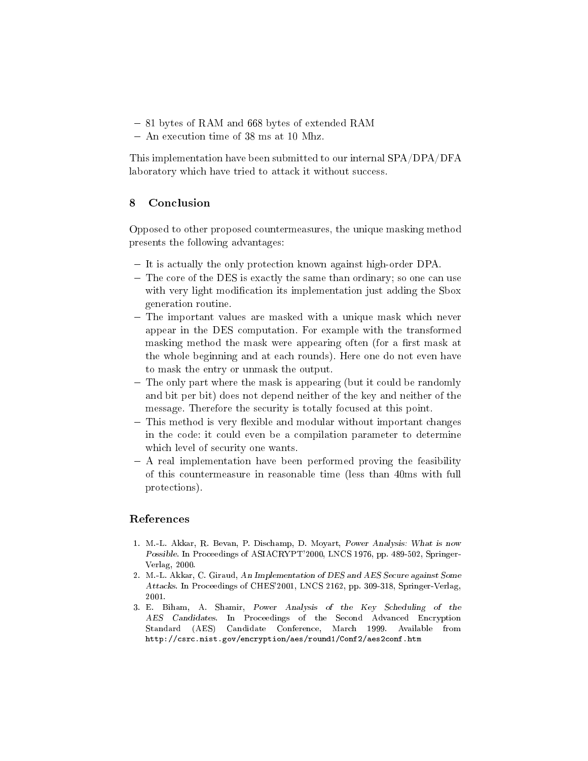- 81 bytes of RAM and 668 bytes of extended RAM
- An execution time of 38 ms at 10 Mhz.

This implementation have been submitted to our internal SPA/DPA/DFA laboratory which have tried to attack it without success.

## 8 Conclusion

Opposed to other proposed countermeasures, the unique masking method presents the following advantages:

- It is actually the only protection known against high-order DPA.
- The core of the DES is exactly the same than ordinary; so one can use with very light modification its implementation just adding the Sbox generation routine.
- The important values are masked with a unique mask which never appear in the DES computation. For example with the transformed masking method the mask were appearing often (for a first mask at the whole beginning and at each rounds). Here one do not even have to mask the entry or unmask the output.
- The only part where the mask is appearing (but it could be randomly and bit per bit) does not depend neither of the key and neither of the message. Therefore the security is totally focused at this point.
- This method is very flexible and modular without important changes in the code: it could even be a compilation parameter to determine which level of security one wants.
- A real implementation have been performed proving the feasibility of this countermeasure in reasonable time (less than 40ms with full protections).

## References

1. M.-L. Akkar, R. Bevan, P. Dischamp, D. Moyart, *Power Analysis: What is now Possible*. In Proceedings of ASIACRYPT'2000, LNCS 1976, pp. 489-502, Springer-Verlag, 2000.
2. M.-L. Akkar, C. Giraud, *An Implementation of DES and AES Secure against Some Attacks*. In Proceedings of CHES'2001, LNCS 2162, pp. 309-318, Springer-Verlag, 2001.
3. E. Biham, A. Shamir, *Power Analysis of the Key Scheduling of the AES Candidates*. In Proceedings of the Second Advanced Encryption Standard (AES) Candidate Conference, March 1999. Available from `http://csrc.nist.gov/encryption/aes/round1/Conf2/aes2conf.htm`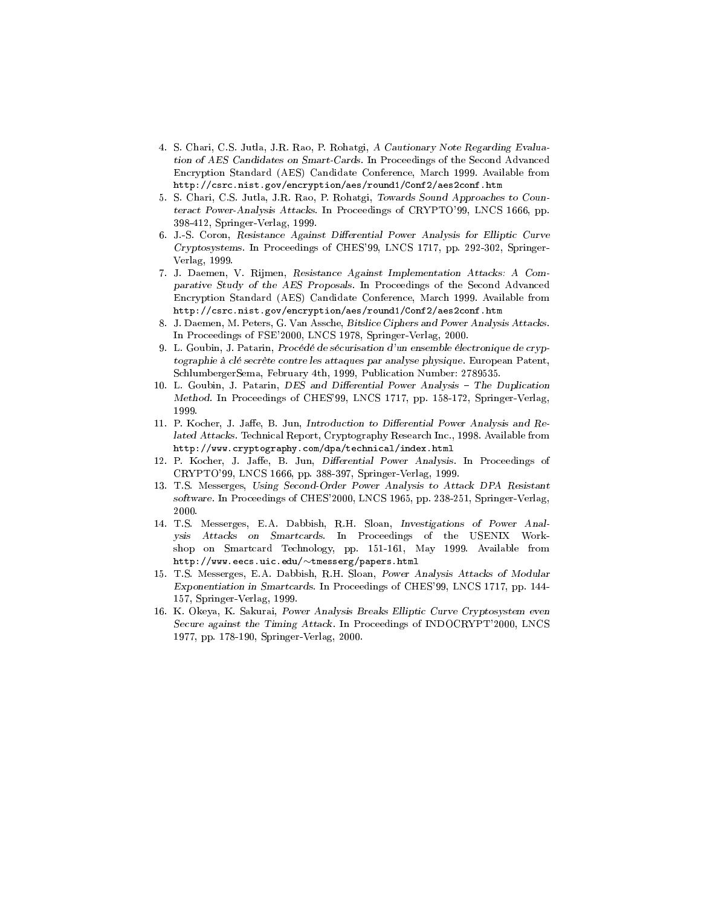4. S. Chari, C.S. Jutla, J.R. Rao, P. Rohatgi, *A Cautionary Note Regarding Evaluation of AES Candidates on Smart-Cards*. In Proceedings of the Second Advanced Encryption Standard (AES) Candidate Conference, March 1999. Available from `http://csrc.nist.gov/encryption/aes/round1/Conf2/aes2conf.htm`
5. S. Chari, C.S. Jutla, J.R. Rao, P. Rohatgi, *Towards Sound Approaches to Counteract Power-Analysis Attacks*. In Proceedings of CRYPTO'99, LNCS 1666, pp. 398-412, Springer-Verlag, 1999.
6. J.-S. Coron, *Resistance Against Differential Power Analysis for Elliptic Curve Cryptosystems*. In Proceedings of CHES'99, LNCS 1717, pp. 292-302, Springer-Verlag, 1999.
7. J. Daemen, V. Rijmen, *Resistance Against Implementation Attacks: A Comparative Study of the AES Proposals*. In Proceedings of the Second Advanced Encryption Standard (AES) Candidate Conference, March 1999. Available from `http://csrc.nist.gov/encryption/aes/round1/Conf2/aes2conf.htm`
8. J. Daemen, M. Peters, G. Van Assche, *Bitslice Ciphers and Power Analysis Attacks*. In Proceedings of FSE'2000, LNCS 1978, Springer-Verlag, 2000.
9. L. Goubin, J. Patarin, *Procédé de sécurisation d'un ensemble électronique de cryptographie à clé secrète contre les attaques par analyse physique*. European Patent, SchlumbergerSema, February 4th, 1999, Publication Number: 2789535.
10. L. Goubin, J. Patarin, *DES and Differential Power Analysis – The Duplication Method*. In Proceedings of CHES'99, LNCS 1717, pp. 158-172, Springer-Verlag, 1999.
11. P. Kocher, J. Jaffe, B. Jun, *Introduction to Differential Power Analysis and Related Attacks*. Technical Report, Cryptography Research Inc., 1998. Available from `http://www.cryptography.com/dpa/technical/index.html`
12. P. Kocher, J. Jaffe, B. Jun, *Differential Power Analysis*. In Proceedings of CRYPTO'99, LNCS 1666, pp. 388-397, Springer-Verlag, 1999.
13. T.S. Messerges, *Using Second-Order Power Analysis to Attack DPA Resistant software*. In Proceedings of CHES'2000, LNCS 1965, pp. 238-251, Springer-Verlag, 2000.
14. T.S. Messerges, E.A. Dabbish, R.H. Sloan, *Investigations of Power Analysis Attacks on Smartcards*. In Proceedings of the USENIX Workshop on Smartcard Technology, pp. 151-161, May 1999. Available from `http://www.eecs.uic.edu/~tmesserg/papers.html`
15. T.S. Messerges, E.A. Dabbish, R.H. Sloan, *Power Analysis Attacks of Modular Exponentiation in Smartcards*. In Proceedings of CHES'99, LNCS 1717, pp. 144-157, Springer-Verlag, 1999.
16. K. Okeya, K. Sakurai, *Power Analysis Breaks Elliptic Curve Cryptosystem even Secure against the Timing Attack*. In Proceedings of INDOCRYPT'2000, LNCS 1977, pp. 178-190, Springer-Verlag, 2000.